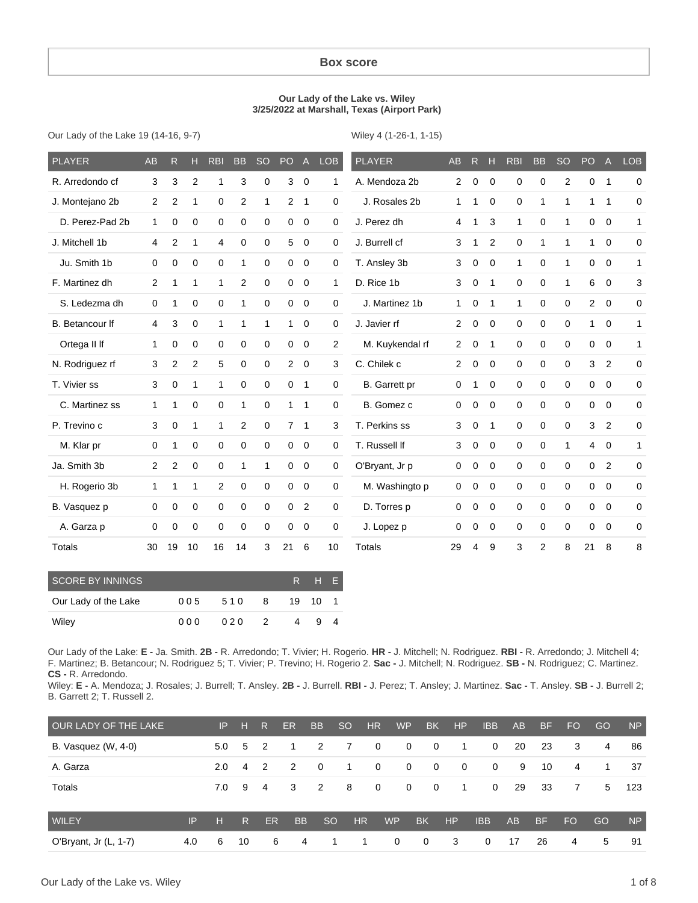## Box score

**Our Lady of the Lake vs. Wiley**
**3/25/2022 at Marshall, Texas (Airport Park)**

Our Lady of the Lake 19 (14-16, 9-7)

| PLAYER | AB | R | H | RBI | BB | SO | PO | A | LOB |
|---|---|---|---|---|---|---|---|---|---|
| R. Arredondo cf | 3 | 3 | 2 | 1 | 3 | 0 | 3 | 0 | 1 |
| J. Montejano 2b | 2 | 2 | 1 | 0 | 2 | 1 | 2 | 1 | 0 |
| D. Perez-Pad 2b | 1 | 0 | 0 | 0 | 0 | 0 | 0 | 0 | 0 |
| J. Mitchell 1b | 4 | 2 | 1 | 4 | 0 | 0 | 5 | 0 | 0 |
| Ju. Smith 1b | 0 | 0 | 0 | 0 | 1 | 0 | 0 | 0 | 0 |
| F. Martinez dh | 2 | 1 | 1 | 1 | 2 | 0 | 0 | 0 | 1 |
| S. Ledezma dh | 0 | 1 | 0 | 0 | 1 | 0 | 0 | 0 | 0 |
| B. Betancour lf | 4 | 3 | 0 | 1 | 1 | 1 | 1 | 0 | 0 |
| Ortega II lf | 1 | 0 | 0 | 0 | 0 | 0 | 0 | 0 | 2 |
| N. Rodriguez rf | 3 | 2 | 2 | 5 | 0 | 0 | 2 | 0 | 3 |
| T. Vivier ss | 3 | 0 | 1 | 1 | 0 | 0 | 0 | 1 | 0 |
| C. Martinez ss | 1 | 1 | 0 | 0 | 1 | 0 | 1 | 1 | 0 |
| P. Trevino c | 3 | 0 | 1 | 1 | 2 | 0 | 7 | 1 | 3 |
| M. Klar pr | 0 | 1 | 0 | 0 | 0 | 0 | 0 | 0 | 0 |
| Ja. Smith 3b | 2 | 2 | 0 | 0 | 1 | 1 | 0 | 0 | 0 |
| H. Rogerio 3b | 1 | 1 | 1 | 2 | 0 | 0 | 0 | 0 | 0 |
| B. Vasquez p | 0 | 0 | 0 | 0 | 0 | 0 | 0 | 2 | 0 |
| A. Garza p | 0 | 0 | 0 | 0 | 0 | 0 | 0 | 0 | 0 |
| Totals | 30 | 19 | 10 | 16 | 14 | 3 | 21 | 6 | 10 |

Wiley 4 (1-26-1, 1-15)

| PLAYER | AB | R | H | RBI | BB | SO | PO | A | LOB |
|---|---|---|---|---|---|---|---|---|---|
| A. Mendoza 2b | 2 | 0 | 0 | 0 | 0 | 2 | 0 | 1 | 0 |
| J. Rosales 2b | 1 | 1 | 0 | 0 | 1 | 1 | 1 | 1 | 0 |
| J. Perez dh | 4 | 1 | 3 | 1 | 0 | 1 | 0 | 0 | 1 |
| J. Burrell cf | 3 | 1 | 2 | 0 | 1 | 1 | 1 | 0 | 0 |
| T. Ansley 3b | 3 | 0 | 0 | 1 | 0 | 1 | 0 | 0 | 1 |
| D. Rice 1b | 3 | 0 | 1 | 0 | 0 | 1 | 6 | 0 | 3 |
| J. Martinez 1b | 1 | 0 | 1 | 1 | 0 | 0 | 2 | 0 | 0 |
| J. Javier rf | 2 | 0 | 0 | 0 | 0 | 0 | 1 | 0 | 1 |
| M. Kuykendal rf | 2 | 0 | 1 | 0 | 0 | 0 | 0 | 0 | 1 |
| C. Chilek c | 2 | 0 | 0 | 0 | 0 | 0 | 3 | 2 | 0 |
| B. Garrett pr | 0 | 1 | 0 | 0 | 0 | 0 | 0 | 0 | 0 |
| B. Gomez c | 0 | 0 | 0 | 0 | 0 | 0 | 0 | 0 | 0 |
| T. Perkins ss | 3 | 0 | 1 | 0 | 0 | 0 | 3 | 2 | 0 |
| T. Russell lf | 3 | 0 | 0 | 0 | 0 | 1 | 4 | 0 | 1 |
| O'Bryant, Jr p | 0 | 0 | 0 | 0 | 0 | 0 | 0 | 2 | 0 |
| M. Washingto p | 0 | 0 | 0 | 0 | 0 | 0 | 0 | 0 | 0 |
| D. Torres p | 0 | 0 | 0 | 0 | 0 | 0 | 0 | 0 | 0 |
| J. Lopez p | 0 | 0 | 0 | 0 | 0 | 0 | 0 | 0 | 0 |
| Totals | 29 | 4 | 9 | 3 | 2 | 8 | 21 | 8 | 8 |

| SCORE BY INNINGS | | | | R | H | E |
|---|---|---|---|---|---|---|
| Our Lady of the Lake | 005 | 510 | 8 | 19 | 10 | 1 |
| Wiley | 000 | 020 | 2 | 4 | 9 | 4 |

Our Lady of the Lake: **E -** Ja. Smith. **2B -** R. Arredondo; T. Vivier; H. Rogerio. **HR -** J. Mitchell; N. Rodriguez. **RBI -** R. Arredondo; J. Mitchell 4; F. Martinez; B. Betancour; N. Rodriguez 5; T. Vivier; P. Trevino; H. Rogerio 2. **Sac -** J. Mitchell; N. Rodriguez. **SB -** N. Rodriguez; C. Martinez. **CS -** R. Arredondo.

Wiley: **E -** A. Mendoza; J. Rosales; J. Burrell; T. Ansley. **2B -** J. Burrell. **RBI -** J. Perez; T. Ansley; J. Martinez. **Sac -** T. Ansley. **SB -** J. Burrell 2; B. Garrett 2; T. Russell 2.

| OUR LADY OF THE LAKE | IP | H | R | ER | BB | SO | HR | WP | BK | HP | IBB | AB | BF | FO | GO | NP |
|---|---|---|---|---|---|---|---|---|---|---|---|---|---|---|---|---|
| B. Vasquez (W, 4-0) | 5.0 | 5 | 2 | 1 | 2 | 7 | 0 | 0 | 0 | 1 | 0 | 20 | 23 | 3 | 4 | 86 |
| A. Garza | 2.0 | 4 | 2 | 2 | 0 | 1 | 0 | 0 | 0 | 0 | 0 | 9 | 10 | 4 | 1 | 37 |
| Totals | 7.0 | 9 | 4 | 3 | 2 | 8 | 0 | 0 | 0 | 1 | 0 | 29 | 33 | 7 | 5 | 123 |

| WILEY | IP | H | R | ER | BB | SO | HR | WP | BK | HP | IBB | AB | BF | FO | GO | NP |
|---|---|---|---|---|---|---|---|---|---|---|---|---|---|---|---|---|
| O'Bryant, Jr (L, 1-7) | 4.0 | 6 | 10 | 6 | 4 | 1 | 1 | 0 | 0 | 3 | 0 | 17 | 26 | 4 | 5 | 91 |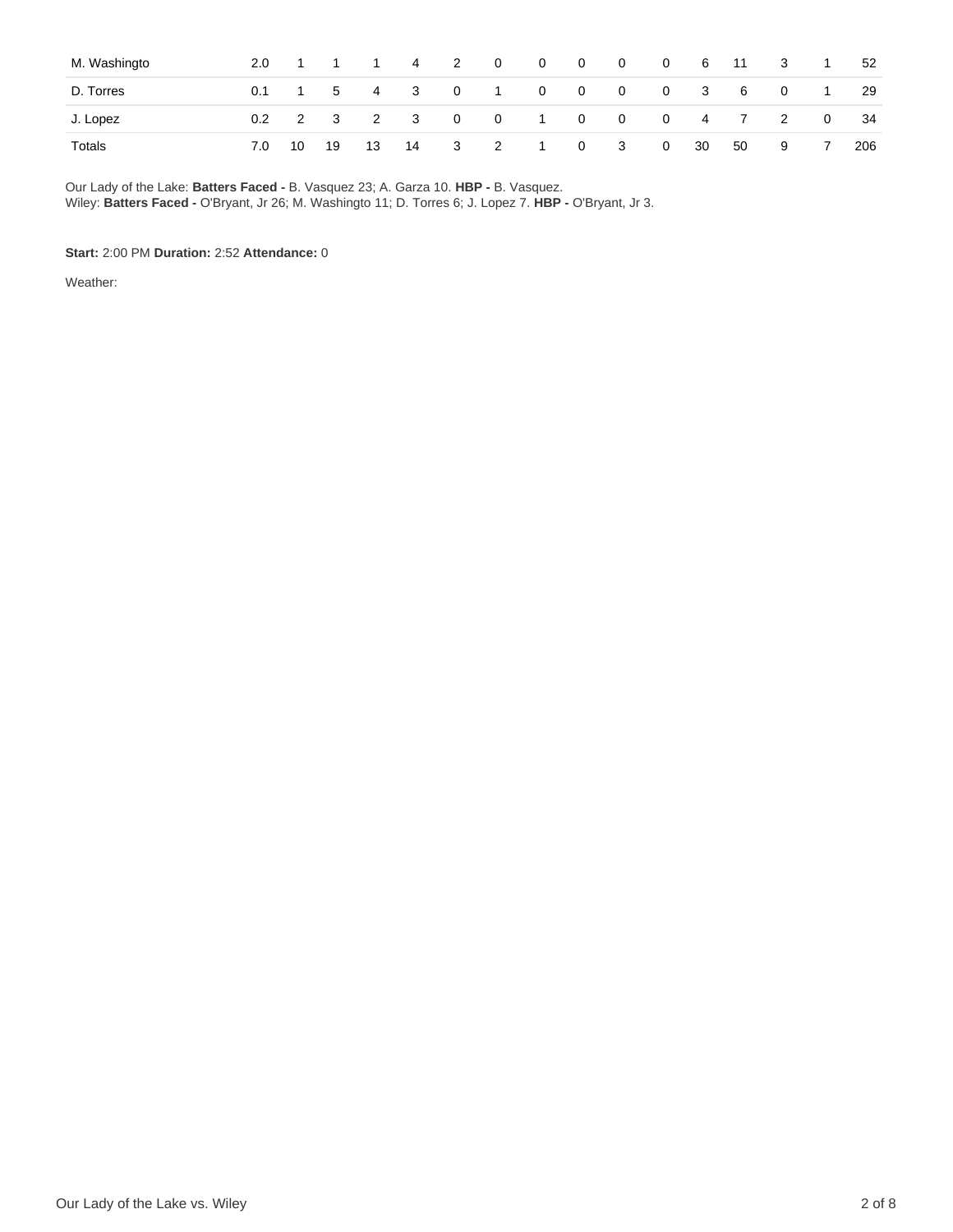| | | | | | | | | | | | | | | | | |
|---|---|---|---|---|---|---|---|---|---|---|---|---|---|---|---|---|
| M. Washingto | 2.0 | 1 | 1 | 1 | 4 | 2 | 0 | 0 | 0 | 0 | 0 | 6 | 11 | 3 | 1 | 52 |
| D. Torres | 0.1 | 1 | 5 | 4 | 3 | 0 | 1 | 0 | 0 | 0 | 0 | 3 | 6 | 0 | 1 | 29 |
| J. Lopez | 0.2 | 2 | 3 | 2 | 3 | 0 | 0 | 1 | 0 | 0 | 0 | 4 | 7 | 2 | 0 | 34 |
| Totals | 7.0 | 10 | 19 | 13 | 14 | 3 | 2 | 1 | 0 | 3 | 0 | 30 | 50 | 9 | 7 | 206 |

Our Lady of the Lake: **Batters Faced -** B. Vasquez 23; A. Garza 10. **HBP -** B. Vasquez.
Wiley: **Batters Faced -** O'Bryant, Jr 26; M. Washingto 11; D. Torres 6; J. Lopez 7. **HBP -** O'Bryant, Jr 3.

**Start:** 2:00 PM **Duration:** 2:52 **Attendance:** 0

Weather: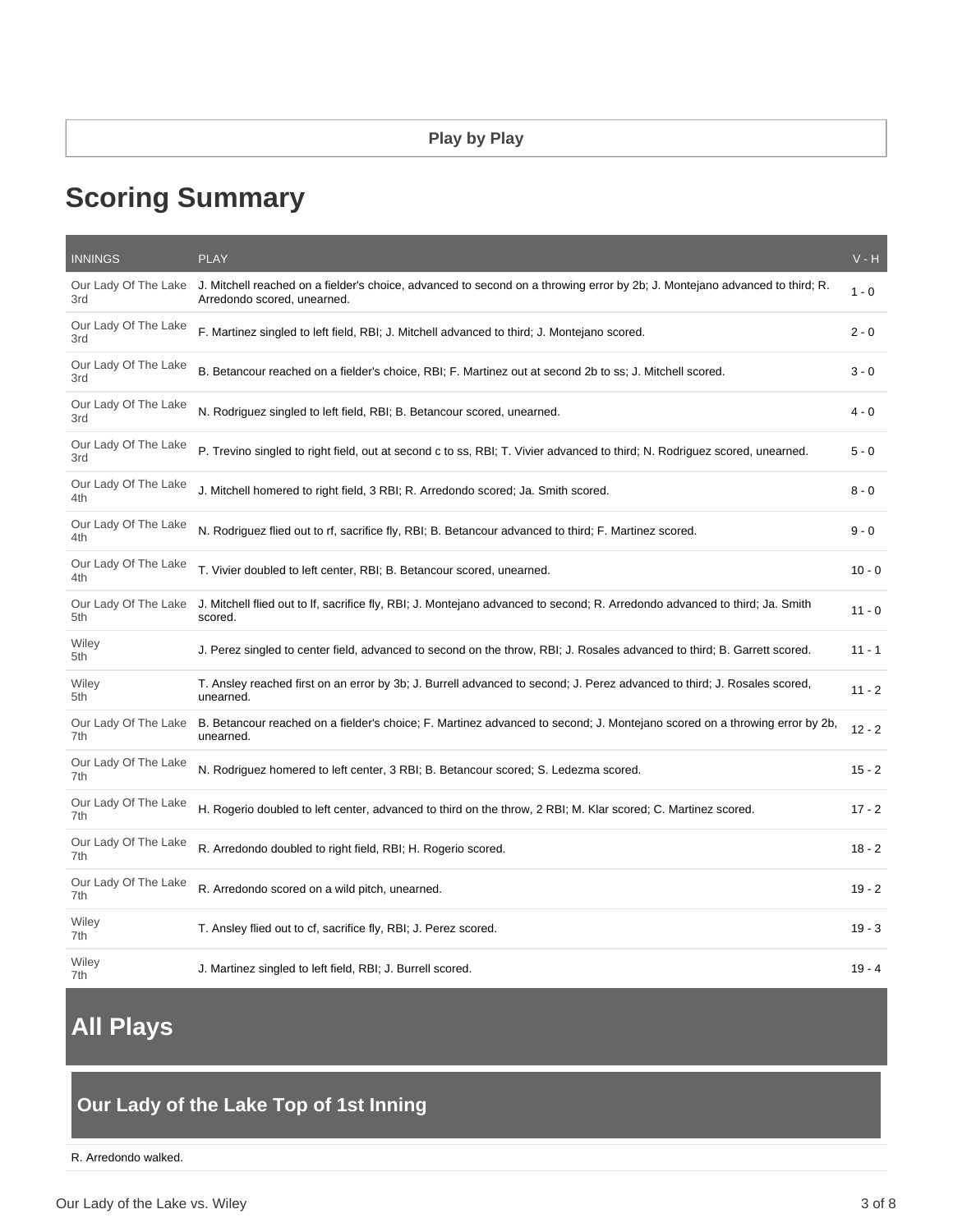Play by Play

# Scoring Summary

| INNINGS | PLAY | V - H |
| --- | --- | --- |
| Our Lady Of The Lake 3rd | J. Mitchell reached on a fielder's choice, advanced to second on a throwing error by 2b; J. Montejano advanced to third; R. Arredondo scored, unearned. | 1 - 0 |
| Our Lady Of The Lake 3rd | F. Martinez singled to left field, RBI; J. Mitchell advanced to third; J. Montejano scored. | 2 - 0 |
| Our Lady Of The Lake 3rd | B. Betancour reached on a fielder's choice, RBI; F. Martinez out at second 2b to ss; J. Mitchell scored. | 3 - 0 |
| Our Lady Of The Lake 3rd | N. Rodriguez singled to left field, RBI; B. Betancour scored, unearned. | 4 - 0 |
| Our Lady Of The Lake 3rd | P. Trevino singled to right field, out at second c to ss, RBI; T. Vivier advanced to third; N. Rodriguez scored, unearned. | 5 - 0 |
| Our Lady Of The Lake 4th | J. Mitchell homered to right field, 3 RBI; R. Arredondo scored; Ja. Smith scored. | 8 - 0 |
| Our Lady Of The Lake 4th | N. Rodriguez flied out to rf, sacrifice fly, RBI; B. Betancour advanced to third; F. Martinez scored. | 9 - 0 |
| Our Lady Of The Lake 4th | T. Vivier doubled to left center, RBI; B. Betancour scored, unearned. | 10 - 0 |
| Our Lady Of The Lake 5th | J. Mitchell flied out to lf, sacrifice fly, RBI; J. Montejano advanced to second; R. Arredondo advanced to third; Ja. Smith scored. | 11 - 0 |
| Wiley 5th | J. Perez singled to center field, advanced to second on the throw, RBI; J. Rosales advanced to third; B. Garrett scored. | 11 - 1 |
| Wiley 5th | T. Ansley reached first on an error by 3b; J. Burrell advanced to second; J. Perez advanced to third; J. Rosales scored, unearned. | 11 - 2 |
| Our Lady Of The Lake 7th | B. Betancour reached on a fielder's choice; F. Martinez advanced to second; J. Montejano scored on a throwing error by 2b, unearned. | 12 - 2 |
| Our Lady Of The Lake 7th | N. Rodriguez homered to left center, 3 RBI; B. Betancour scored; S. Ledezma scored. | 15 - 2 |
| Our Lady Of The Lake 7th | H. Rogerio doubled to left center, advanced to third on the throw, 2 RBI; M. Klar scored; C. Martinez scored. | 17 - 2 |
| Our Lady Of The Lake 7th | R. Arredondo doubled to right field, RBI; H. Rogerio scored. | 18 - 2 |
| Our Lady Of The Lake 7th | R. Arredondo scored on a wild pitch, unearned. | 19 - 2 |
| Wiley 7th | T. Ansley flied out to cf, sacrifice fly, RBI; J. Perez scored. | 19 - 3 |
| Wiley 7th | J. Martinez singled to left field, RBI; J. Burrell scored. | 19 - 4 |

# All Plays

## Our Lady of the Lake Top of 1st Inning

R. Arredondo walked.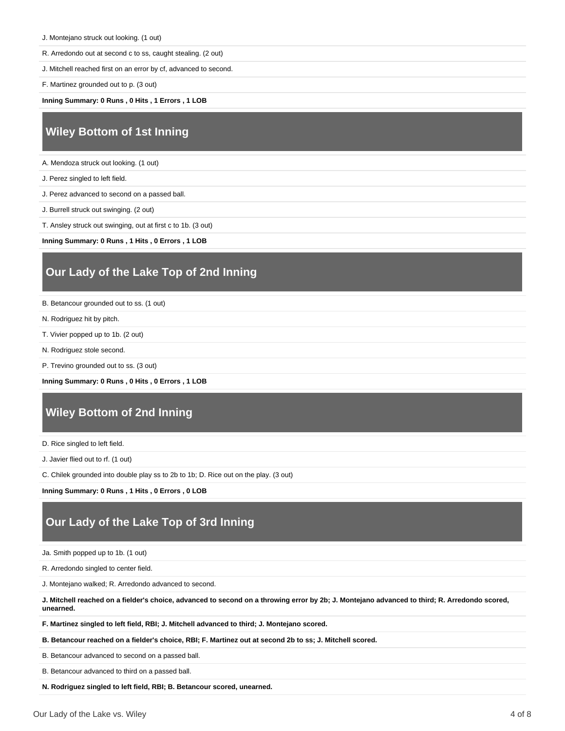J. Montejano struck out looking. (1 out)

R. Arredondo out at second c to ss, caught stealing. (2 out)

J. Mitchell reached first on an error by cf, advanced to second.

F. Martinez grounded out to p. (3 out)

**Inning Summary: 0 Runs , 0 Hits , 1 Errors , 1 LOB**

## Wiley Bottom of 1st Inning

A. Mendoza struck out looking. (1 out)

J. Perez singled to left field.

J. Perez advanced to second on a passed ball.

J. Burrell struck out swinging. (2 out)

T. Ansley struck out swinging, out at first c to 1b. (3 out)

**Inning Summary: 0 Runs , 1 Hits , 0 Errors , 1 LOB**

## Our Lady of the Lake Top of 2nd Inning

B. Betancour grounded out to ss. (1 out)

N. Rodriguez hit by pitch.

T. Vivier popped up to 1b. (2 out)

N. Rodriguez stole second.

P. Trevino grounded out to ss. (3 out)

**Inning Summary: 0 Runs , 0 Hits , 0 Errors , 1 LOB**

## Wiley Bottom of 2nd Inning

D. Rice singled to left field.

J. Javier flied out to rf. (1 out)

C. Chilek grounded into double play ss to 2b to 1b; D. Rice out on the play. (3 out)

**Inning Summary: 0 Runs , 1 Hits , 0 Errors , 0 LOB**

## Our Lady of the Lake Top of 3rd Inning

Ja. Smith popped up to 1b. (1 out)

R. Arredondo singled to center field.

J. Montejano walked; R. Arredondo advanced to second.

**J. Mitchell reached on a fielder's choice, advanced to second on a throwing error by 2b; J. Montejano advanced to third; R. Arredondo scored, unearned.**

**F. Martinez singled to left field, RBI; J. Mitchell advanced to third; J. Montejano scored.**

**B. Betancour reached on a fielder's choice, RBI; F. Martinez out at second 2b to ss; J. Mitchell scored.**

B. Betancour advanced to second on a passed ball.

B. Betancour advanced to third on a passed ball.

**N. Rodriguez singled to left field, RBI; B. Betancour scored, unearned.**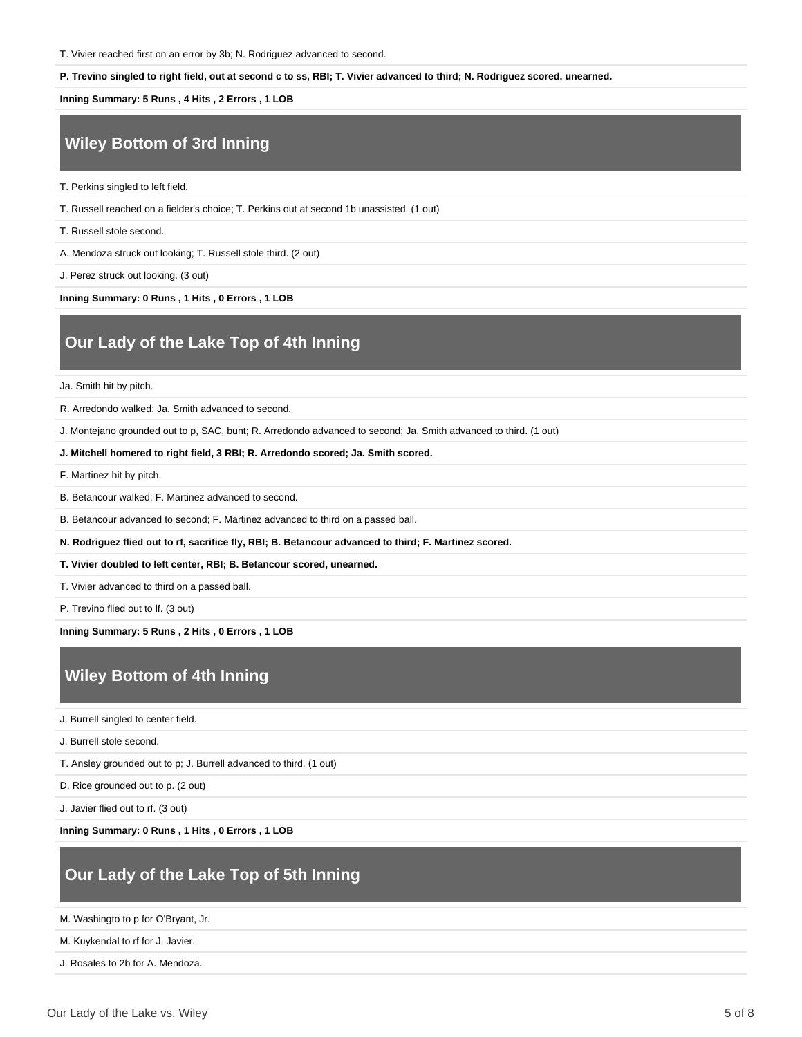T. Vivier reached first on an error by 3b; N. Rodriguez advanced to second.

**P. Trevino singled to right field, out at second c to ss, RBI; T. Vivier advanced to third; N. Rodriguez scored, unearned.**

**Inning Summary: 5 Runs , 4 Hits , 2 Errors , 1 LOB**

## Wiley Bottom of 3rd Inning

T. Perkins singled to left field.

T. Russell reached on a fielder's choice; T. Perkins out at second 1b unassisted. (1 out)

T. Russell stole second.

A. Mendoza struck out looking; T. Russell stole third. (2 out)

J. Perez struck out looking. (3 out)

**Inning Summary: 0 Runs , 1 Hits , 0 Errors , 1 LOB**

## Our Lady of the Lake Top of 4th Inning

Ja. Smith hit by pitch.

R. Arredondo walked; Ja. Smith advanced to second.

J. Montejano grounded out to p, SAC, bunt; R. Arredondo advanced to second; Ja. Smith advanced to third. (1 out)

**J. Mitchell homered to right field, 3 RBI; R. Arredondo scored; Ja. Smith scored.**

F. Martinez hit by pitch.

B. Betancour walked; F. Martinez advanced to second.

B. Betancour advanced to second; F. Martinez advanced to third on a passed ball.

**N. Rodriguez flied out to rf, sacrifice fly, RBI; B. Betancour advanced to third; F. Martinez scored.**

**T. Vivier doubled to left center, RBI; B. Betancour scored, unearned.**

T. Vivier advanced to third on a passed ball.

P. Trevino flied out to lf. (3 out)

**Inning Summary: 5 Runs , 2 Hits , 0 Errors , 1 LOB**

## Wiley Bottom of 4th Inning

J. Burrell singled to center field.

J. Burrell stole second.

T. Ansley grounded out to p; J. Burrell advanced to third. (1 out)

D. Rice grounded out to p. (2 out)

J. Javier flied out to rf. (3 out)

**Inning Summary: 0 Runs , 1 Hits , 0 Errors , 1 LOB**

## Our Lady of the Lake Top of 5th Inning

M. Washingto to p for O'Bryant, Jr.

M. Kuykendal to rf for J. Javier.

J. Rosales to 2b for A. Mendoza.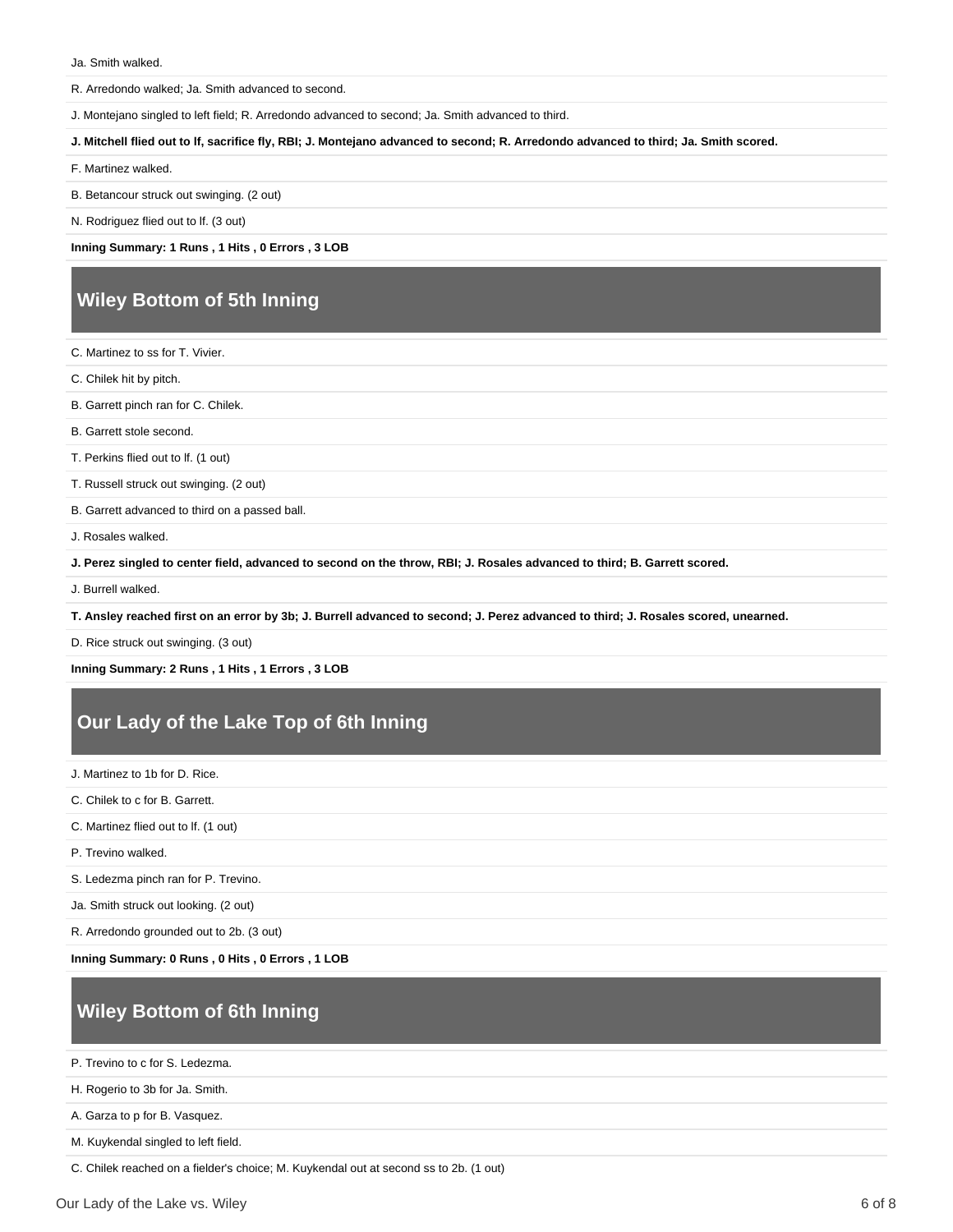Ja. Smith walked.

R. Arredondo walked; Ja. Smith advanced to second.

J. Montejano singled to left field; R. Arredondo advanced to second; Ja. Smith advanced to third.

**J. Mitchell flied out to lf, sacrifice fly, RBI; J. Montejano advanced to second; R. Arredondo advanced to third; Ja. Smith scored.**

F. Martinez walked.

B. Betancour struck out swinging. (2 out)

N. Rodriguez flied out to lf. (3 out)

**Inning Summary: 1 Runs , 1 Hits , 0 Errors , 3 LOB**

## Wiley Bottom of 5th Inning

C. Martinez to ss for T. Vivier.

C. Chilek hit by pitch.

B. Garrett pinch ran for C. Chilek.

B. Garrett stole second.

T. Perkins flied out to lf. (1 out)

T. Russell struck out swinging. (2 out)

B. Garrett advanced to third on a passed ball.

J. Rosales walked.

**J. Perez singled to center field, advanced to second on the throw, RBI; J. Rosales advanced to third; B. Garrett scored.**

J. Burrell walked.

**T. Ansley reached first on an error by 3b; J. Burrell advanced to second; J. Perez advanced to third; J. Rosales scored, unearned.**

D. Rice struck out swinging. (3 out)

**Inning Summary: 2 Runs , 1 Hits , 1 Errors , 3 LOB**

## Our Lady of the Lake Top of 6th Inning

J. Martinez to 1b for D. Rice.

C. Chilek to c for B. Garrett.

C. Martinez flied out to lf. (1 out)

P. Trevino walked.

S. Ledezma pinch ran for P. Trevino.

Ja. Smith struck out looking. (2 out)

R. Arredondo grounded out to 2b. (3 out)

**Inning Summary: 0 Runs , 0 Hits , 0 Errors , 1 LOB**

## Wiley Bottom of 6th Inning

P. Trevino to c for S. Ledezma.

H. Rogerio to 3b for Ja. Smith.

A. Garza to p for B. Vasquez.

M. Kuykendal singled to left field.

C. Chilek reached on a fielder's choice; M. Kuykendal out at second ss to 2b. (1 out)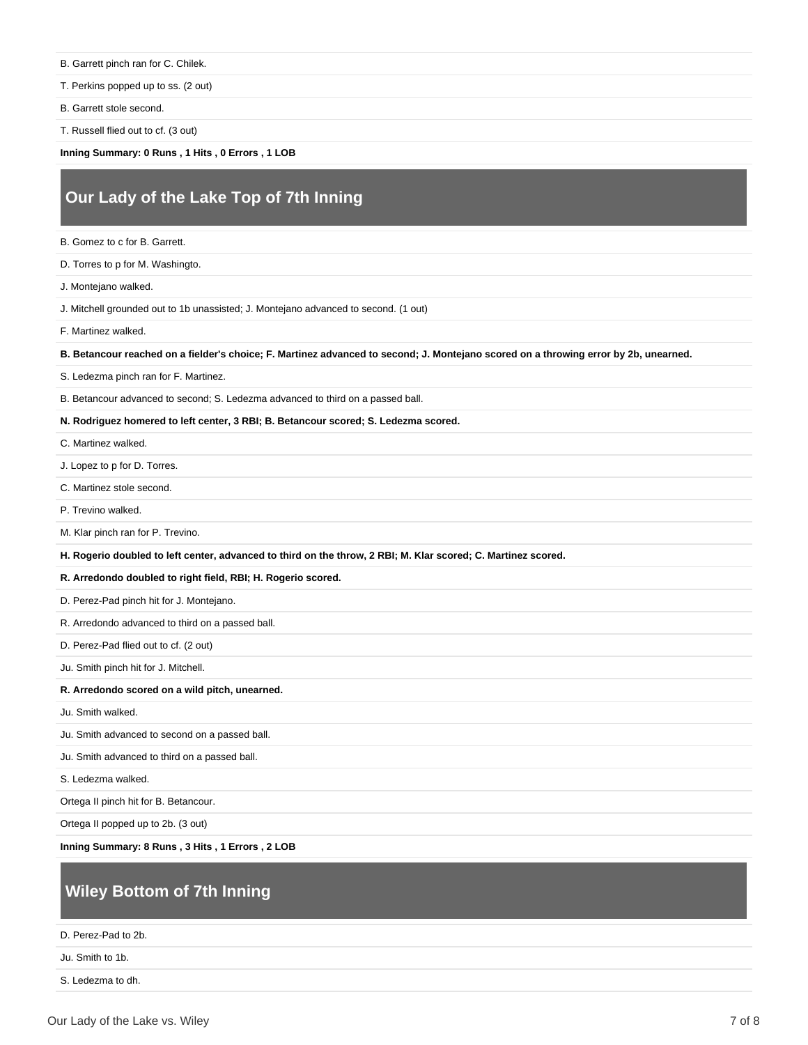B. Garrett pinch ran for C. Chilek.

T. Perkins popped up to ss. (2 out)

B. Garrett stole second.

T. Russell flied out to cf. (3 out)

**Inning Summary: 0 Runs , 1 Hits , 0 Errors , 1 LOB**

## Our Lady of the Lake Top of 7th Inning

B. Gomez to c for B. Garrett.

D. Torres to p for M. Washingto.

J. Montejano walked.

J. Mitchell grounded out to 1b unassisted; J. Montejano advanced to second. (1 out)

F. Martinez walked.

**B. Betancour reached on a fielder's choice; F. Martinez advanced to second; J. Montejano scored on a throwing error by 2b, unearned.**

S. Ledezma pinch ran for F. Martinez.

B. Betancour advanced to second; S. Ledezma advanced to third on a passed ball.

**N. Rodriguez homered to left center, 3 RBI; B. Betancour scored; S. Ledezma scored.**

C. Martinez walked.

J. Lopez to p for D. Torres.

C. Martinez stole second.

P. Trevino walked.

M. Klar pinch ran for P. Trevino.

**H. Rogerio doubled to left center, advanced to third on the throw, 2 RBI; M. Klar scored; C. Martinez scored.**

**R. Arredondo doubled to right field, RBI; H. Rogerio scored.**

D. Perez-Pad pinch hit for J. Montejano.

R. Arredondo advanced to third on a passed ball.

D. Perez-Pad flied out to cf. (2 out)

Ju. Smith pinch hit for J. Mitchell.

**R. Arredondo scored on a wild pitch, unearned.**

Ju. Smith walked.

Ju. Smith advanced to second on a passed ball.

Ju. Smith advanced to third on a passed ball.

S. Ledezma walked.

Ortega II pinch hit for B. Betancour.

Ortega II popped up to 2b. (3 out)

**Inning Summary: 8 Runs , 3 Hits , 1 Errors , 2 LOB**

## Wiley Bottom of 7th Inning

D. Perez-Pad to 2b.

Ju. Smith to 1b.

S. Ledezma to dh.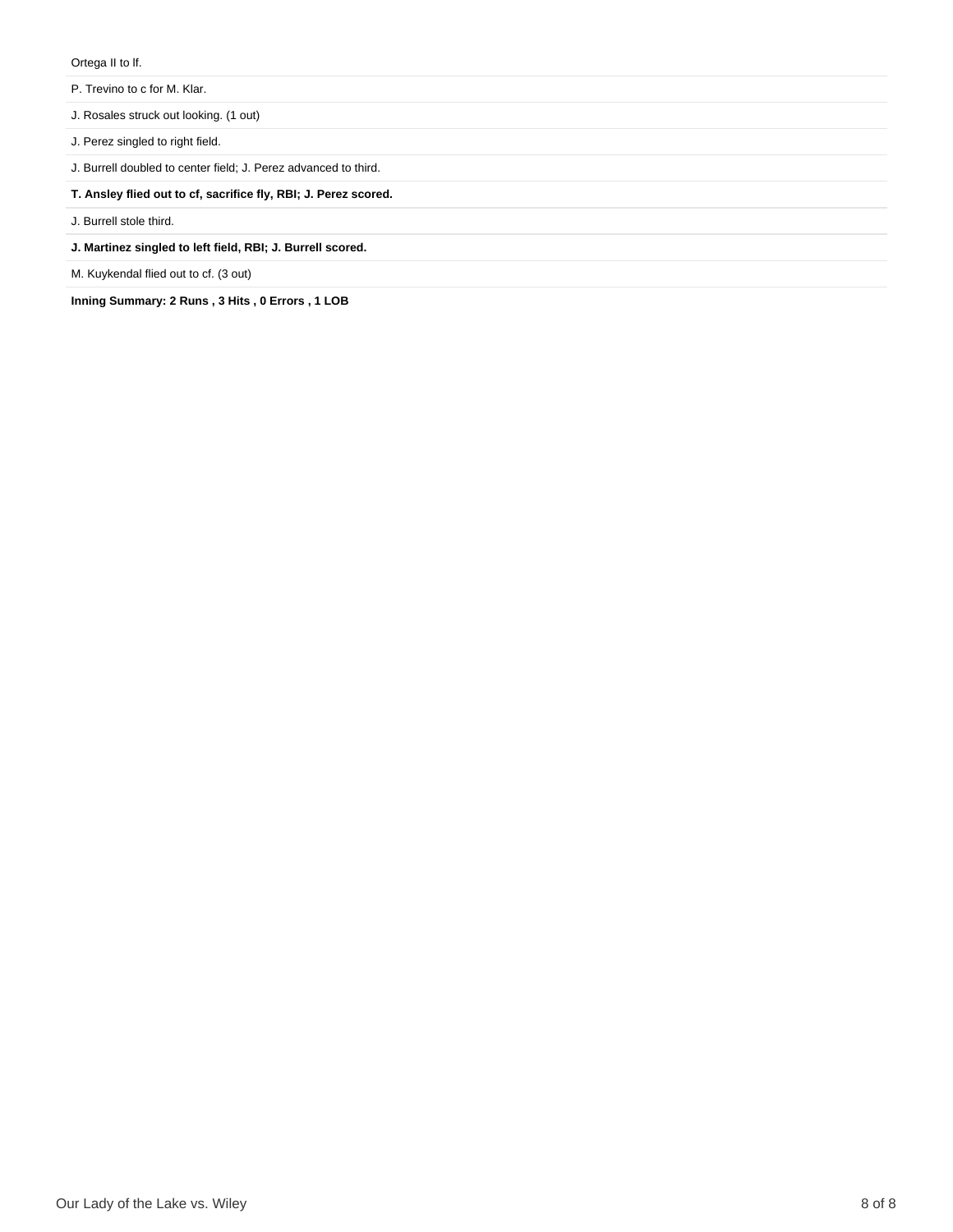Ortega II to lf.

P. Trevino to c for M. Klar.

J. Rosales struck out looking. (1 out)

J. Perez singled to right field.

J. Burrell doubled to center field; J. Perez advanced to third.

**T. Ansley flied out to cf, sacrifice fly, RBI; J. Perez scored.**

J. Burrell stole third.

**J. Martinez singled to left field, RBI; J. Burrell scored.**

M. Kuykendal flied out to cf. (3 out)

**Inning Summary: 2 Runs , 3 Hits , 0 Errors , 1 LOB**